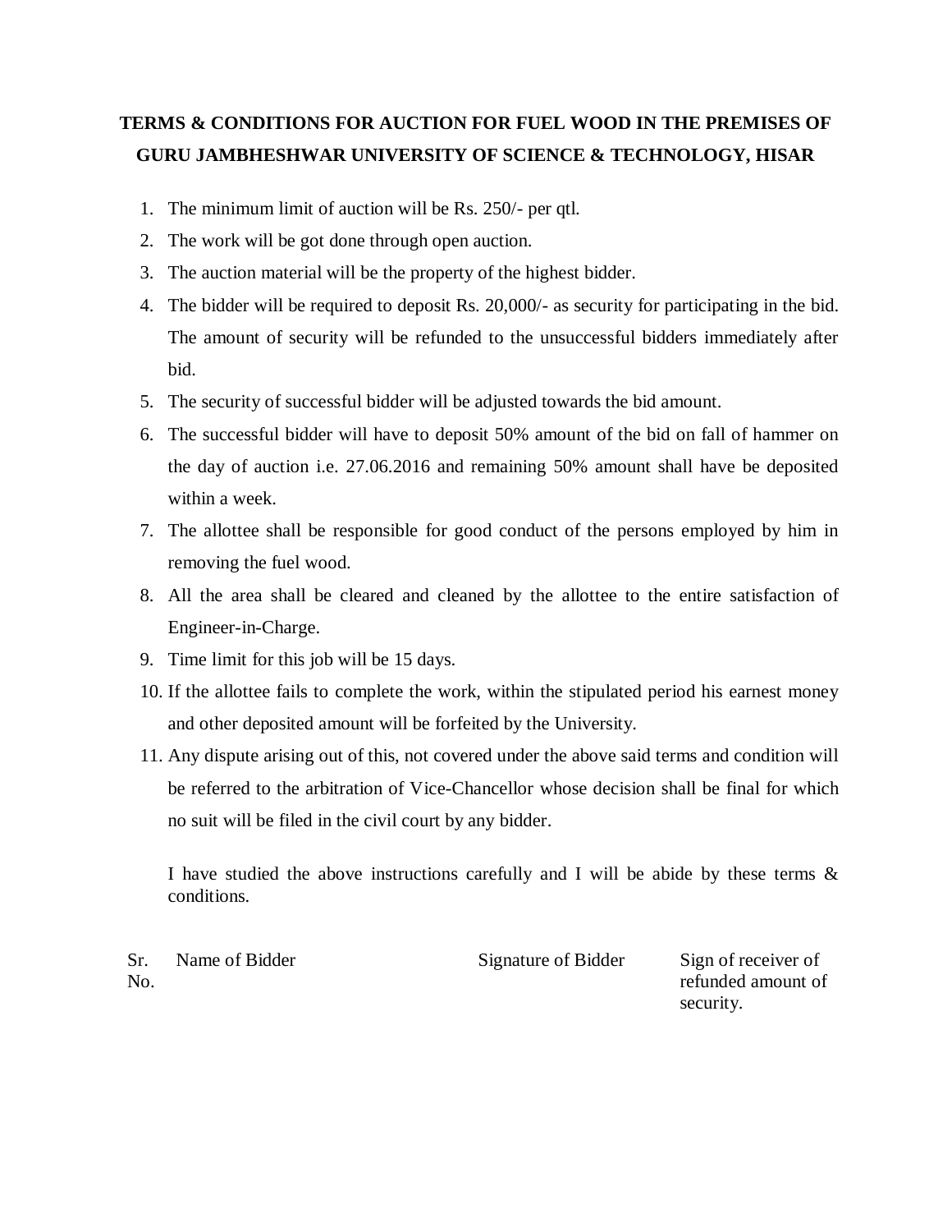**TERMS & CONDITIONS FOR AUCTION FOR FUEL WOOD IN THE PREMISES OF GURU JAMBHESHWAR UNIVERSITY OF SCIENCE & TECHNOLOGY, HISAR**

1. The minimum limit of auction will be Rs. 250/- per qtl.
2. The work will be got done through open auction.
3. The auction material will be the property of the highest bidder.
4. The bidder will be required to deposit Rs. 20,000/- as security for participating in the bid. The amount of security will be refunded to the unsuccessful bidders immediately after bid.
5. The security of successful bidder will be adjusted towards the bid amount.
6. The successful bidder will have to deposit 50% amount of the bid on fall of hammer on the day of auction i.e. 27.06.2016 and remaining 50% amount shall have be deposited within a week.
7. The allottee shall be responsible for good conduct of the persons employed by him in removing the fuel wood.
8. All the area shall be cleared and cleaned by the allottee to the entire satisfaction of Engineer-in-Charge.
9. Time limit for this job will be 15 days.
10. If the allottee fails to complete the work, within the stipulated period his earnest money and other deposited amount will be forfeited by the University.
11. Any dispute arising out of this, not covered under the above said terms and condition will be referred to the arbitration of Vice-Chancellor whose decision shall be final for which no suit will be filed in the civil court by any bidder.

I have studied the above instructions carefully and I will be abide by these terms & conditions.

| Sr. No. | Name of Bidder | Signature of Bidder | Sign of receiver of refunded amount of security. |
| --- | --- | --- | --- |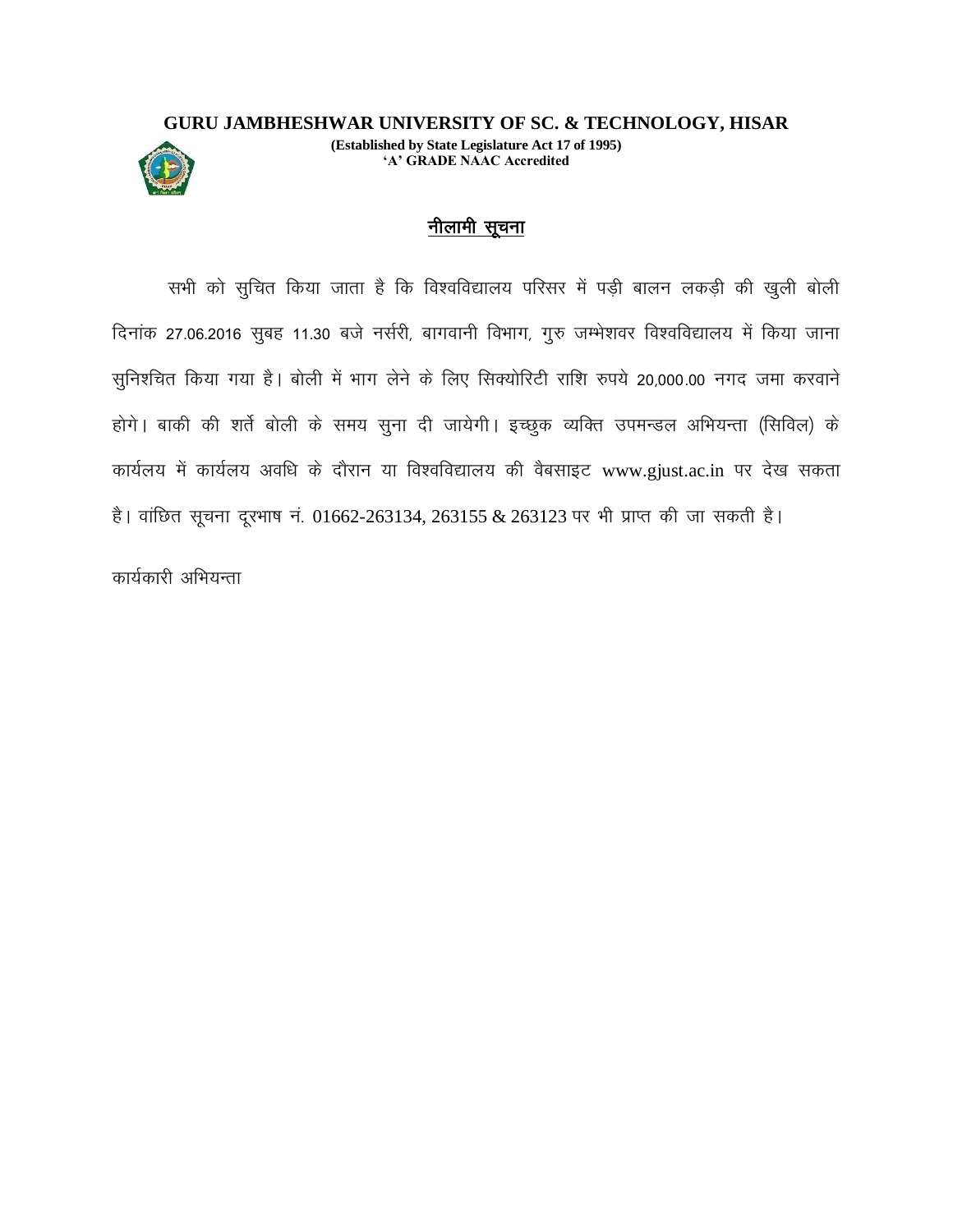# GURU JAMBHESHWAR UNIVERSITY OF SC. & TECHNOLOGY, HISAR

**(Established by State Legislature Act 17 of 1995)**
**'A' GRADE NAAC Accredited**

## नीलामी सूचना

सभी को सुचित किया जाता है कि विश्वविद्यालय परिसर में पड़ी बालन लकड़ी की खुली बोली दिनांक 27.06.2016 सुबह 11.30 बजे नर्सरी, बागवानी विभाग, गुरु जम्भेशवर विश्वविद्यालय में किया जाना सुनिश्चित किया गया है। बोली में भाग लेने के लिए सिक्योरिटी राशि रुपये 20,000.00 नगद जमा करवाने होगे। बाकी की शर्ते बोली के समय सुना दी जायेगी। इच्छुक व्यक्ति उपमन्डल अभियन्ता (सिविल) के कार्यलय में कार्यलय अवधि के दौरान या विश्वविद्यालय की वैबसाइट www.gjust.ac.in पर देख सकता है। वांछित सूचना दूरभाष नं. 01662-263134, 263155 & 263123 पर भी प्राप्त की जा सकती है।

कार्यकारी अभियन्ता